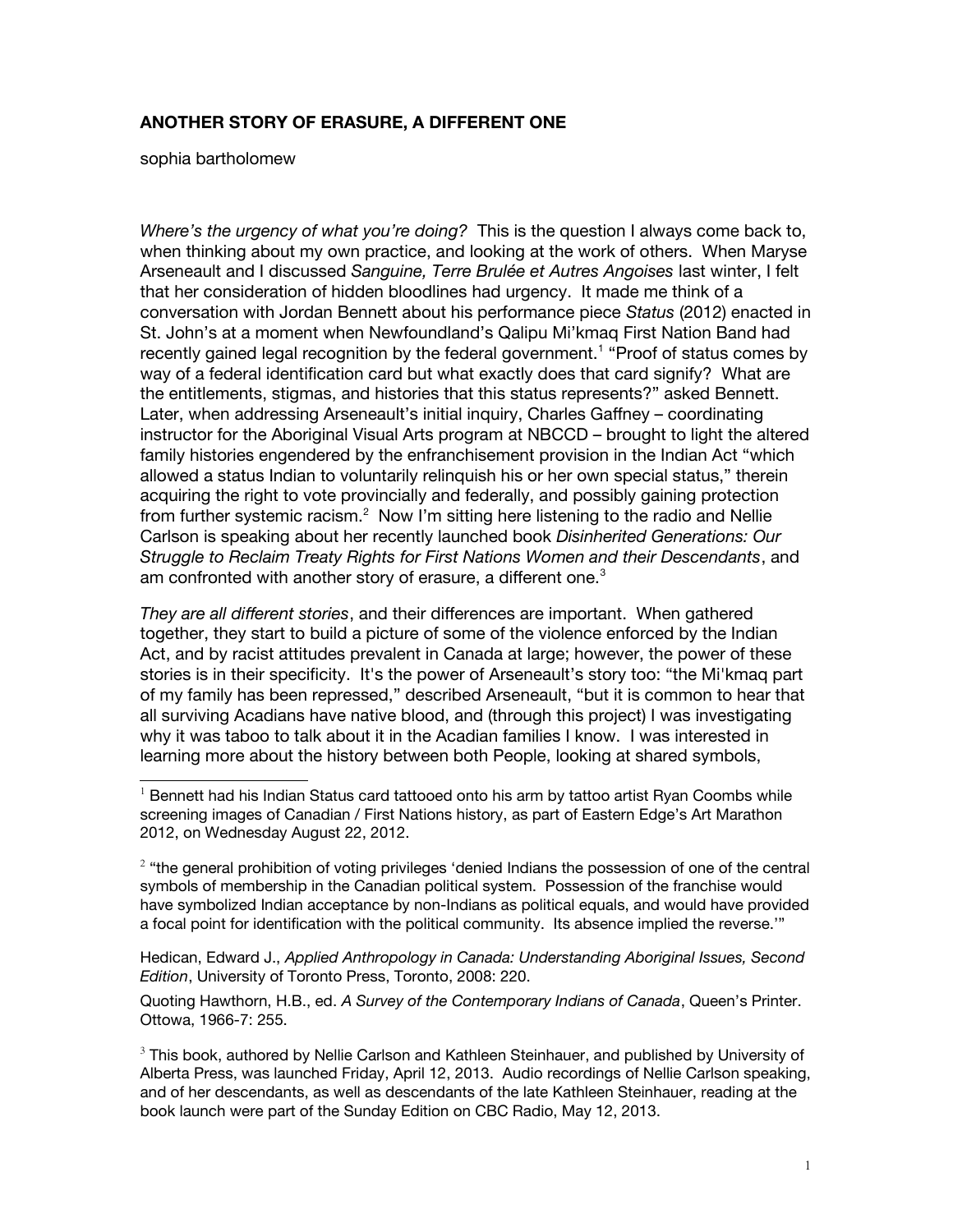# ANOTHER STORY OF ERASURE, A DIFFERENT ONE

sophia bartholomew

*Where's the urgency of what you're doing?* This is the question I always come back to, when thinking about my own practice, and looking at the work of others. When Maryse Arseneault and I discussed *Sanguine, Terre Brulée et Autres Angoises* last winter, I felt that her consideration of hidden bloodlines had urgency. It made me think of a conversation with Jordan Bennett about his performance piece *Status* (2012) enacted in St. John's at a moment when Newfoundland's Qalipu Mi'kmaq First Nation Band had recently gained legal recognition by the federal government.[1] "Proof of status comes by way of a federal identification card but what exactly does that card signify? What are the entitlements, stigmas, and histories that this status represents?" asked Bennett. Later, when addressing Arseneault's initial inquiry, Charles Gaffney – coordinating instructor for the Aboriginal Visual Arts program at NBCCD – brought to light the altered family histories engendered by the enfranchisement provision in the Indian Act "which allowed a status Indian to voluntarily relinquish his or her own special status," therein acquiring the right to vote provincially and federally, and possibly gaining protection from further systemic racism.[2] Now I'm sitting here listening to the radio and Nellie Carlson is speaking about her recently launched book *Disinherited Generations: Our Struggle to Reclaim Treaty Rights for First Nations Women and their Descendants*, and am confronted with another story of erasure, a different one.[3]

*They are all different stories*, and their differences are important. When gathered together, they start to build a picture of some of the violence enforced by the Indian Act, and by racist attitudes prevalent in Canada at large; however, the power of these stories is in their specificity. It's the power of Arseneault's story too: "the Mi'kmaq part of my family has been repressed," described Arseneault, "but it is common to hear that all surviving Acadians have native blood, and (through this project) I was investigating why it was taboo to talk about it in the Acadian families I know. I was interested in learning more about the history between both People, looking at shared symbols,

---

[1] Bennett had his Indian Status card tattooed onto his arm by tattoo artist Ryan Coombs while screening images of Canadian / First Nations history, as part of Eastern Edge's Art Marathon 2012, on Wednesday August 22, 2012.

[2] "the general prohibition of voting privileges 'denied Indians the possession of one of the central symbols of membership in the Canadian political system. Possession of the franchise would have symbolized Indian acceptance by non-Indians as political equals, and would have provided a focal point for identification with the political community. Its absence implied the reverse.'"

Hedican, Edward J., *Applied Anthropology in Canada: Understanding Aboriginal Issues, Second Edition*, University of Toronto Press, Toronto, 2008: 220.

Quoting Hawthorn, H.B., ed. *A Survey of the Contemporary Indians of Canada*, Queen's Printer. Ottowa, 1966-7: 255.

[3] This book, authored by Nellie Carlson and Kathleen Steinhauer, and published by University of Alberta Press, was launched Friday, April 12, 2013. Audio recordings of Nellie Carlson speaking, and of her descendants, as well as descendants of the late Kathleen Steinhauer, reading at the book launch were part of the Sunday Edition on CBC Radio, May 12, 2013.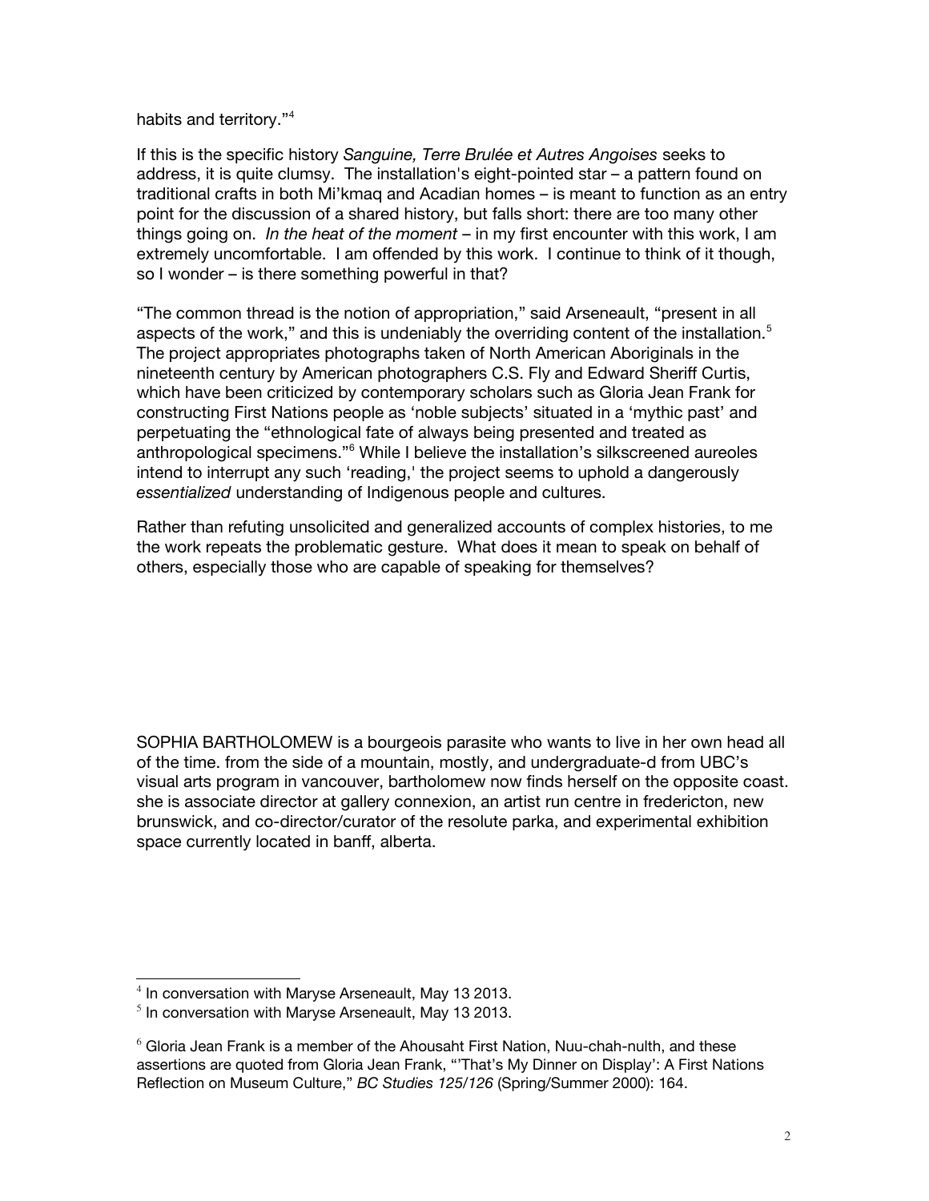habits and territory."[4]

If this is the specific history *Sanguine, Terre Brulée et Autres Angoises* seeks to address, it is quite clumsy. The installation's eight-pointed star – a pattern found on traditional crafts in both Mi'kmaq and Acadian homes – is meant to function as an entry point for the discussion of a shared history, but falls short: there are too many other things going on. *In the heat of the moment* – in my first encounter with this work, I am extremely uncomfortable. I am offended by this work. I continue to think of it though, so I wonder – is there something powerful in that?

"The common thread is the notion of appropriation," said Arseneault, "present in all aspects of the work," and this is undeniably the overriding content of the installation.[5] The project appropriates photographs taken of North American Aboriginals in the nineteenth century by American photographers C.S. Fly and Edward Sheriff Curtis, which have been criticized by contemporary scholars such as Gloria Jean Frank for constructing First Nations people as 'noble subjects' situated in a 'mythic past' and perpetuating the "ethnological fate of always being presented and treated as anthropological specimens."[6] While I believe the installation's silkscreened aureoles intend to interrupt any such 'reading,' the project seems to uphold a dangerously *essentialized* understanding of Indigenous people and cultures.

Rather than refuting unsolicited and generalized accounts of complex histories, to me the work repeats the problematic gesture. What does it mean to speak on behalf of others, especially those who are capable of speaking for themselves?

SOPHIA BARTHOLOMEW is a bourgeois parasite who wants to live in her own head all of the time. from the side of a mountain, mostly, and undergraduate-d from UBC's visual arts program in vancouver, bartholomew now finds herself on the opposite coast. she is associate director at gallery connexion, an artist run centre in fredericton, new brunswick, and co-director/curator of the resolute parka, and experimental exhibition space currently located in banff, alberta.

---

[4] In conversation with Maryse Arseneault, May 13 2013.

[5] In conversation with Maryse Arseneault, May 13 2013.

[6] Gloria Jean Frank is a member of the Ahousaht First Nation, Nuu-chah-nulth, and these assertions are quoted from Gloria Jean Frank, "'That's My Dinner on Display': A First Nations Reflection on Museum Culture," *BC Studies 125/126* (Spring/Summer 2000): 164.